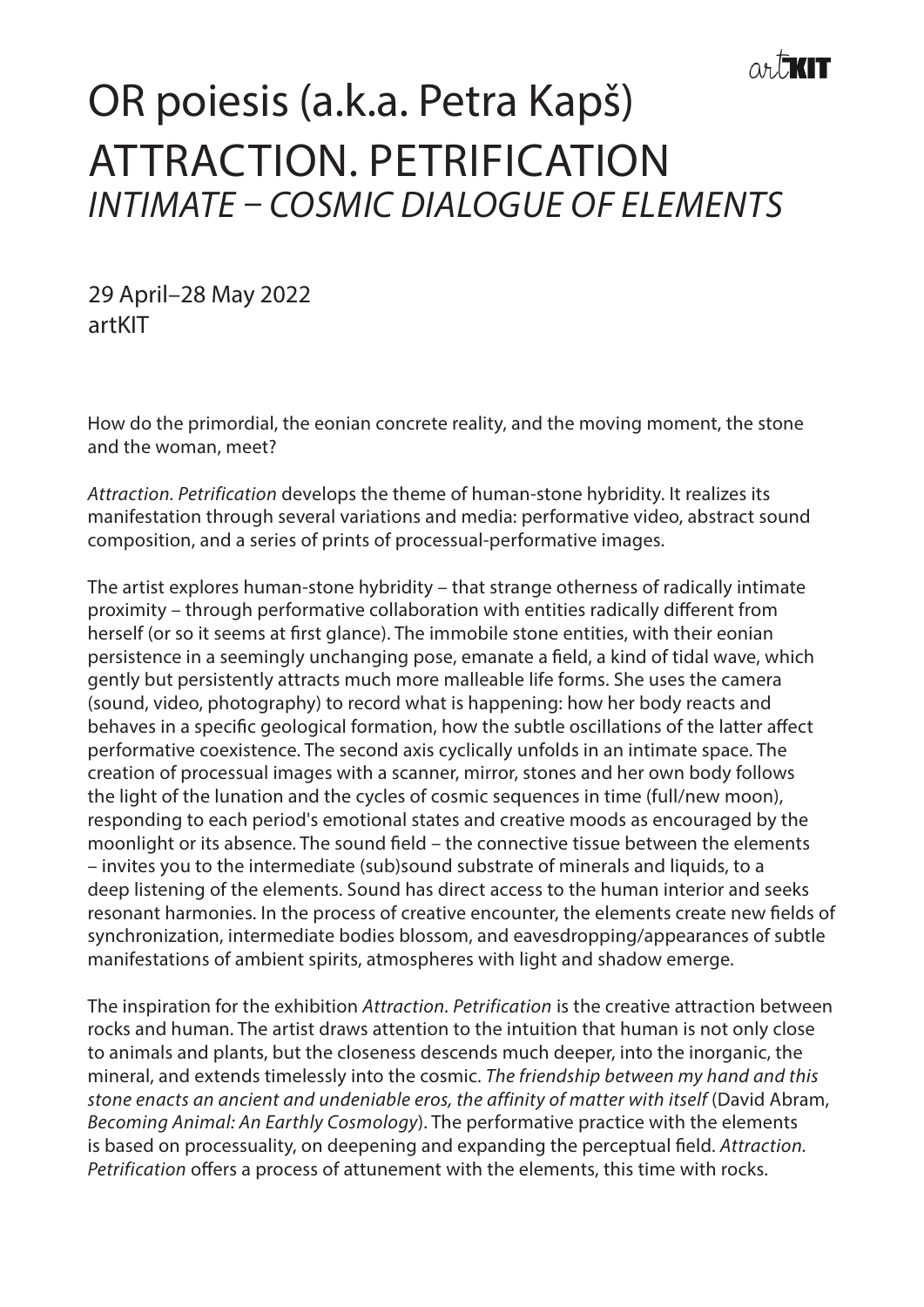# OR poiesis (a.k.a. Petra Kapš)
# ATTRACTION. PETRIFICATION
## *INTIMATE – COSMIC DIALOGUE OF ELEMENTS*

29 April–28 May 2022
artKIT

How do the primordial, the eonian concrete reality, and the moving moment, the stone and the woman, meet?

*Attraction. Petrification* develops the theme of human-stone hybridity. It realizes its manifestation through several variations and media: performative video, abstract sound composition, and a series of prints of processual-performative images.

The artist explores human-stone hybridity – that strange otherness of radically intimate proximity – through performative collaboration with entities radically different from herself (or so it seems at first glance). The immobile stone entities, with their eonian persistence in a seemingly unchanging pose, emanate a field, a kind of tidal wave, which gently but persistently attracts much more malleable life forms. She uses the camera (sound, video, photography) to record what is happening: how her body reacts and behaves in a specific geological formation, how the subtle oscillations of the latter affect performative coexistence. The second axis cyclically unfolds in an intimate space. The creation of processual images with a scanner, mirror, stones and her own body follows the light of the lunation and the cycles of cosmic sequences in time (full/new moon), responding to each period's emotional states and creative moods as encouraged by the moonlight or its absence. The sound field – the connective tissue between the elements – invites you to the intermediate (sub)sound substrate of minerals and liquids, to a deep listening of the elements. Sound has direct access to the human interior and seeks resonant harmonies. In the process of creative encounter, the elements create new fields of synchronization, intermediate bodies blossom, and eavesdropping/appearances of subtle manifestations of ambient spirits, atmospheres with light and shadow emerge.

The inspiration for the exhibition *Attraction. Petrification* is the creative attraction between rocks and human. The artist draws attention to the intuition that human is not only close to animals and plants, but the closeness descends much deeper, into the inorganic, the mineral, and extends timelessly into the cosmic. *The friendship between my hand and this stone enacts an ancient and undeniable eros, the affinity of matter with itself* (David Abram, *Becoming Animal: An Earthly Cosmology*). The performative practice with the elements is based on processuality, on deepening and expanding the perceptual field. *Attraction. Petrification* offers a process of attunement with the elements, this time with rocks.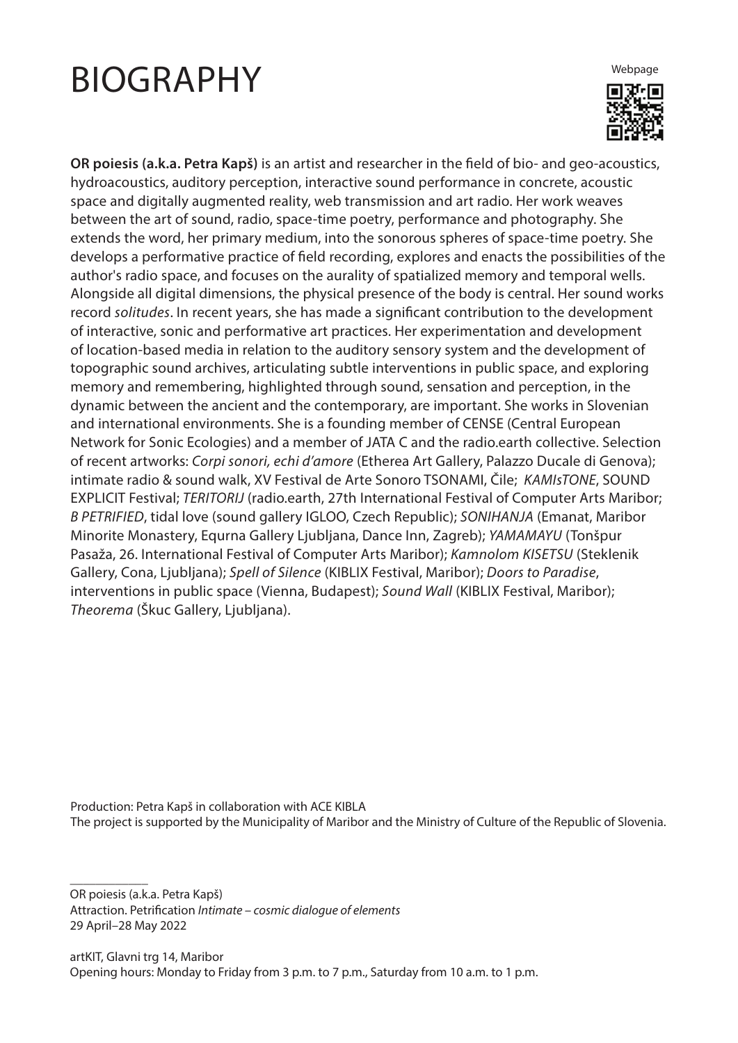# BIOGRAPHY

Webpage

**OR poiesis (a.k.a. Petra Kapš)** is an artist and researcher in the field of bio- and geo-acoustics, hydroacoustics, auditory perception, interactive sound performance in concrete, acoustic space and digitally augmented reality, web transmission and art radio. Her work weaves between the art of sound, radio, space-time poetry, performance and photography. She extends the word, her primary medium, into the sonorous spheres of space-time poetry. She develops a performative practice of field recording, explores and enacts the possibilities of the author's radio space, and focuses on the aurality of spatialized memory and temporal wells. Alongside all digital dimensions, the physical presence of the body is central. Her sound works record *solitudes*. In recent years, she has made a significant contribution to the development of interactive, sonic and performative art practices. Her experimentation and development of location-based media in relation to the auditory sensory system and the development of topographic sound archives, articulating subtle interventions in public space, and exploring memory and remembering, highlighted through sound, sensation and perception, in the dynamic between the ancient and the contemporary, are important. She works in Slovenian and international environments. She is a founding member of CENSE (Central European Network for Sonic Ecologies) and a member of JATA C and the radio.earth collective. Selection of recent artworks: *Corpi sonori, echi d'amore* (Etherea Art Gallery, Palazzo Ducale di Genova); intimate radio & sound walk, XV Festival de Arte Sonoro TSONAMI, Čile; *KAMIsTONE*, SOUND EXPLICIT Festival; *TERITORIJ* (radio.earth, 27th International Festival of Computer Arts Maribor; *B PETRIFIED*, tidal love (sound gallery IGLOO, Czech Republic); *SONIHANJA* (Emanat, Maribor Minorite Monastery, Equrna Gallery Ljubljana, Dance Inn, Zagreb); *YAMAMAYU* (Tonšpur Pasaža, 26. International Festival of Computer Arts Maribor); *Kamnolom KISETSU* (Steklenik Gallery, Cona, Ljubljana); *Spell of Silence* (KIBLIX Festival, Maribor); *Doors to Paradise*, interventions in public space (Vienna, Budapest); *Sound Wall* (KIBLIX Festival, Maribor); *Theorema* (Škuc Gallery, Ljubljana).

Production: Petra Kapš in collaboration with ACE KIBLA
The project is supported by the Municipality of Maribor and the Ministry of Culture of the Republic of Slovenia.

---

OR poiesis (a.k.a. Petra Kapš)
Attraction. Petrification *Intimate – cosmic dialogue of elements*
29 April–28 May 2022

artKIT, Glavni trg 14, Maribor
Opening hours: Monday to Friday from 3 p.m. to 7 p.m., Saturday from 10 a.m. to 1 p.m.